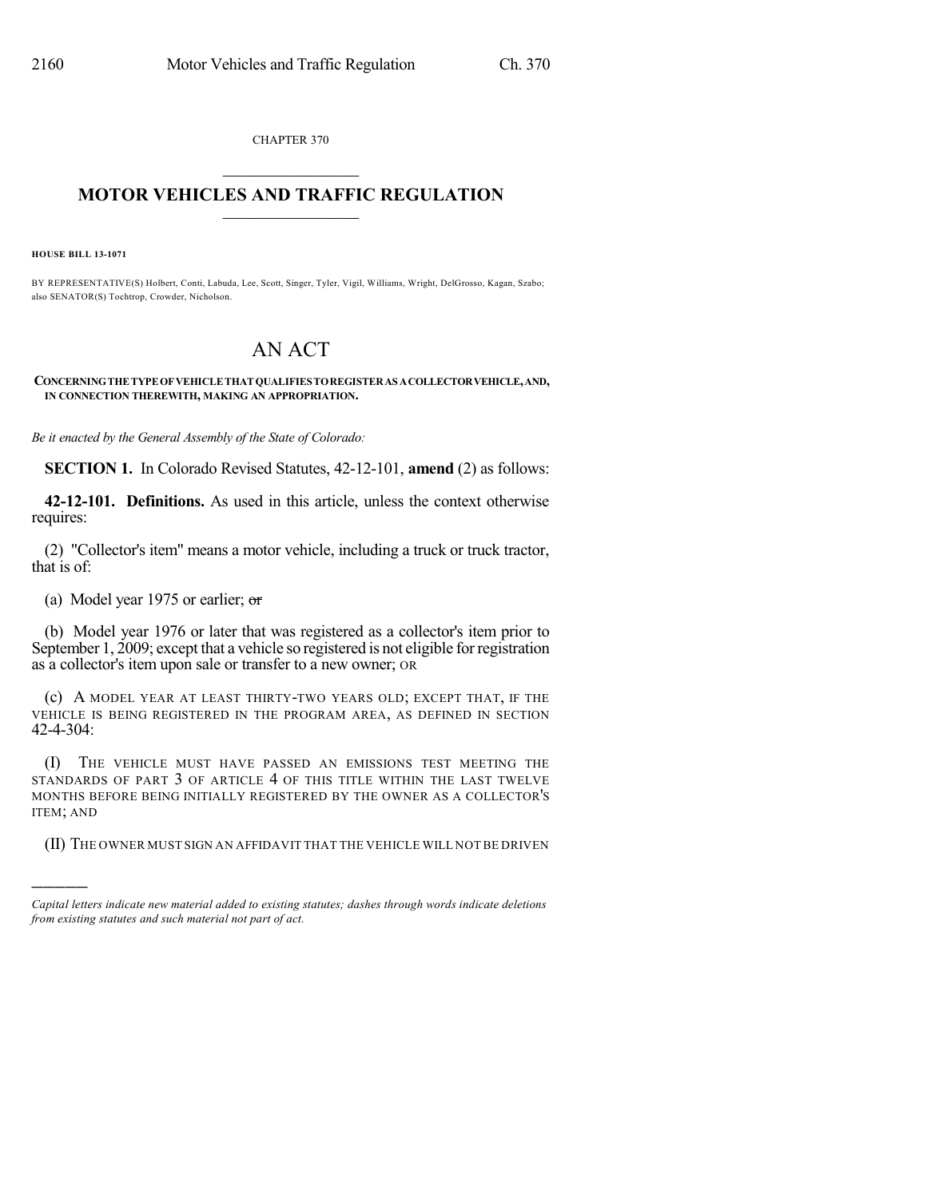CHAPTER 370

## MOTOR VEHICLES AND TRAFFIC REGULATION

**HOUSE BILL 13-1071**

BY REPRESENTATIVE(S) Holbert, Conti, Labuda, Lee, Scott, Singer, Tyler, Vigil, Williams, Wright, DelGrosso, Kagan, Szabo; also SENATOR(S) Tochtrop, Crowder, Nicholson.

# AN ACT

**CONCERNING THE TYPE OF VEHICLE THAT QUALIFIES TO REGISTER AS A COLLECTOR VEHICLE, AND, IN CONNECTION THEREWITH, MAKING AN APPROPRIATION.**

*Be it enacted by the General Assembly of the State of Colorado:*

**SECTION 1.** In Colorado Revised Statutes, 42-12-101, **amend** (2) as follows:

**42-12-101. Definitions.** As used in this article, unless the context otherwise requires:

(2) "Collector's item" means a motor vehicle, including a truck or truck tractor, that is of:

(a) Model year 1975 or earlier; ~~or~~

(b) Model year 1976 or later that was registered as a collector's item prior to September 1, 2009; except that a vehicle so registered is not eligible for registration as a collector's item upon sale or transfer to a new owner; OR

(c) A MODEL YEAR AT LEAST THIRTY-TWO YEARS OLD; EXCEPT THAT, IF THE VEHICLE IS BEING REGISTERED IN THE PROGRAM AREA, AS DEFINED IN SECTION 42-4-304:

(I) THE VEHICLE MUST HAVE PASSED AN EMISSIONS TEST MEETING THE STANDARDS OF PART 3 OF ARTICLE 4 OF THIS TITLE WITHIN THE LAST TWELVE MONTHS BEFORE BEING INITIALLY REGISTERED BY THE OWNER AS A COLLECTOR'S ITEM; AND

(II) THE OWNER MUST SIGN AN AFFIDAVIT THAT THE VEHICLE WILL NOT BE DRIVEN

---

*Capital letters indicate new material added to existing statutes; dashes through words indicate deletions from existing statutes and such material not part of act.*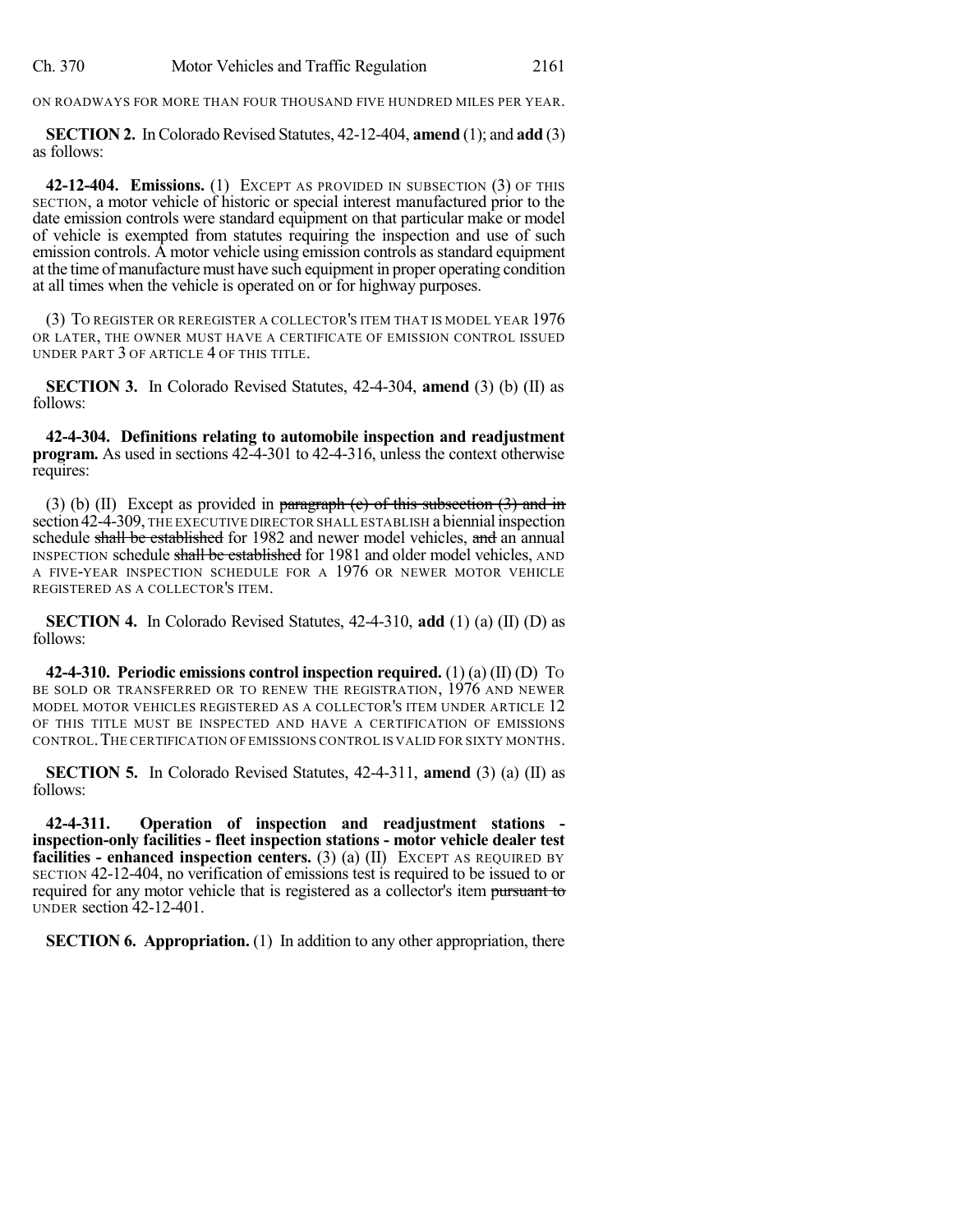ON ROADWAYS FOR MORE THAN FOUR THOUSAND FIVE HUNDRED MILES PER YEAR.

**SECTION 2.** In Colorado Revised Statutes, 42-12-404, **amend** (1); and **add** (3) as follows:

**42-12-404. Emissions.** (1) EXCEPT AS PROVIDED IN SUBSECTION (3) OF THIS SECTION, a motor vehicle of historic or special interest manufactured prior to the date emission controls were standard equipment on that particular make or model of vehicle is exempted from statutes requiring the inspection and use of such emission controls. A motor vehicle using emission controls as standard equipment at the time of manufacture must have such equipment in proper operating condition at all times when the vehicle is operated on or for highway purposes.

(3) TO REGISTER OR REREGISTER A COLLECTOR'S ITEM THAT IS MODEL YEAR 1976 OR LATER, THE OWNER MUST HAVE A CERTIFICATE OF EMISSION CONTROL ISSUED UNDER PART 3 OF ARTICLE 4 OF THIS TITLE.

**SECTION 3.** In Colorado Revised Statutes, 42-4-304, **amend** (3) (b) (II) as follows:

**42-4-304. Definitions relating to automobile inspection and readjustment program.** As used in sections 42-4-301 to 42-4-316, unless the context otherwise requires:

(3) (b) (II) Except as provided in ~~paragraph (c) of this subsection (3) and in~~ section 42-4-309, THE EXECUTIVE DIRECTOR SHALL ESTABLISH a biennial inspection schedule ~~shall be established~~ for 1982 and newer model vehicles, ~~and~~ an annual INSPECTION schedule ~~shall be established~~ for 1981 and older model vehicles, AND A FIVE-YEAR INSPECTION SCHEDULE FOR A 1976 OR NEWER MOTOR VEHICLE REGISTERED AS A COLLECTOR'S ITEM.

**SECTION 4.** In Colorado Revised Statutes, 42-4-310, **add** (1) (a) (II) (D) as follows:

**42-4-310. Periodic emissions control inspection required.** (1) (a) (II) (D) TO BE SOLD OR TRANSFERRED OR TO RENEW THE REGISTRATION, 1976 AND NEWER MODEL MOTOR VEHICLES REGISTERED AS A COLLECTOR'S ITEM UNDER ARTICLE 12 OF THIS TITLE MUST BE INSPECTED AND HAVE A CERTIFICATION OF EMISSIONS CONTROL. THE CERTIFICATION OF EMISSIONS CONTROL IS VALID FOR SIXTY MONTHS.

**SECTION 5.** In Colorado Revised Statutes, 42-4-311, **amend** (3) (a) (II) as follows:

**42-4-311. Operation of inspection and readjustment stations - inspection-only facilities - fleet inspection stations - motor vehicle dealer test facilities - enhanced inspection centers.** (3) (a) (II) EXCEPT AS REQUIRED BY SECTION 42-12-404, no verification of emissions test is required to be issued to or required for any motor vehicle that is registered as a collector's item ~~pursuant to~~ UNDER section 42-12-401.

**SECTION 6. Appropriation.** (1) In addition to any other appropriation, there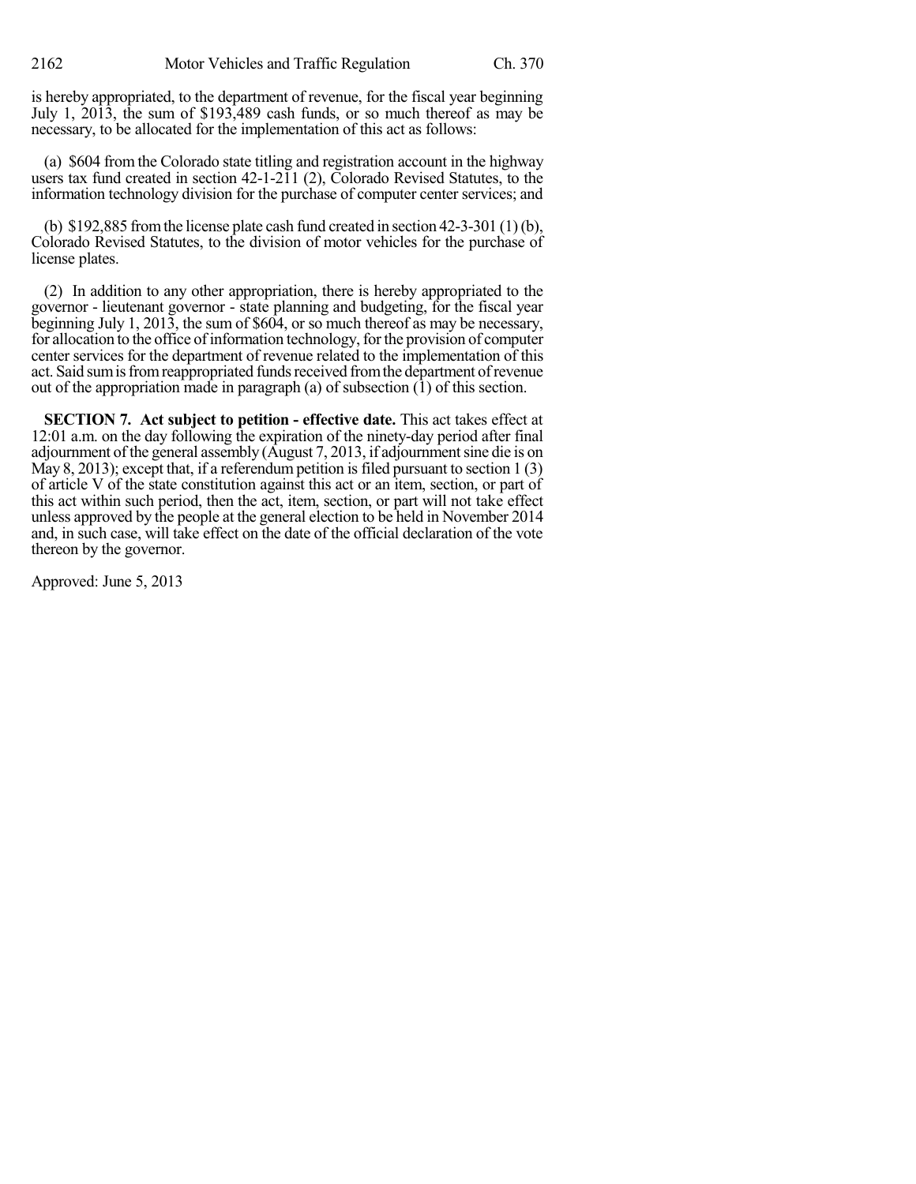is hereby appropriated, to the department of revenue, for the fiscal year beginning July 1, 2013, the sum of $193,489 cash funds, or so much thereof as may be necessary, to be allocated for the implementation of this act as follows:

(a) $604 from the Colorado state titling and registration account in the highway users tax fund created in section 42-1-211 (2), Colorado Revised Statutes, to the information technology division for the purchase of computer center services; and

(b) $192,885 from the license plate cash fund created in section 42-3-301 (1) (b), Colorado Revised Statutes, to the division of motor vehicles for the purchase of license plates.

(2) In addition to any other appropriation, there is hereby appropriated to the governor - lieutenant governor - state planning and budgeting, for the fiscal year beginning July 1, 2013, the sum of $604, or so much thereof as may be necessary, for allocation to the office of information technology, for the provision of computer center services for the department of revenue related to the implementation of this act. Said sum is from reappropriated funds received from the department of revenue out of the appropriation made in paragraph (a) of subsection (1) of this section.

**SECTION 7. Act subject to petition - effective date.** This act takes effect at 12:01 a.m. on the day following the expiration of the ninety-day period after final adjournment of the general assembly (August 7, 2013, if adjournment sine die is on May 8, 2013); except that, if a referendum petition is filed pursuant to section 1 (3) of article V of the state constitution against this act or an item, section, or part of this act within such period, then the act, item, section, or part will not take effect unless approved by the people at the general election to be held in November 2014 and, in such case, will take effect on the date of the official declaration of the vote thereon by the governor.

Approved: June 5, 2013